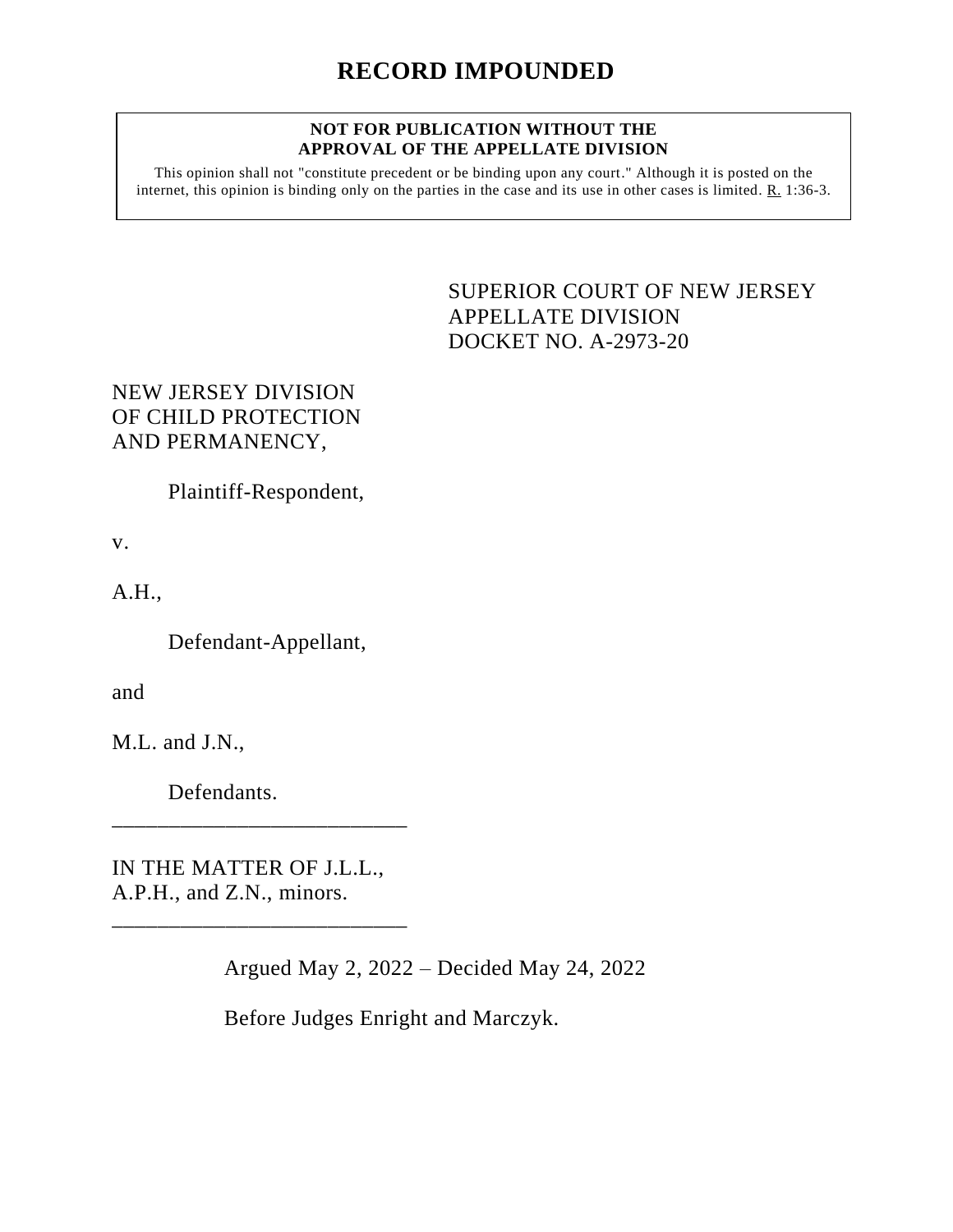# RECORD IMPOUNDED

**NOT FOR PUBLICATION WITHOUT THE APPROVAL OF THE APPELLATE DIVISION**

This opinion shall not "constitute precedent or be binding upon any court." Although it is posted on the internet, this opinion is binding only on the parties in the case and its use in other cases is limited. R. 1:36-3.

SUPERIOR COURT OF NEW JERSEY
APPELLATE DIVISION
DOCKET NO. A-2973-20

NEW JERSEY DIVISION OF CHILD PROTECTION AND PERMANENCY,

Plaintiff-Respondent,

v.

A.H.,

Defendant-Appellant,

and

M.L. and J.N.,

Defendants.

___________________________

IN THE MATTER OF J.L.L., A.P.H., and Z.N., minors.

___________________________

Argued May 2, 2022 – Decided May 24, 2022

Before Judges Enright and Marczyk.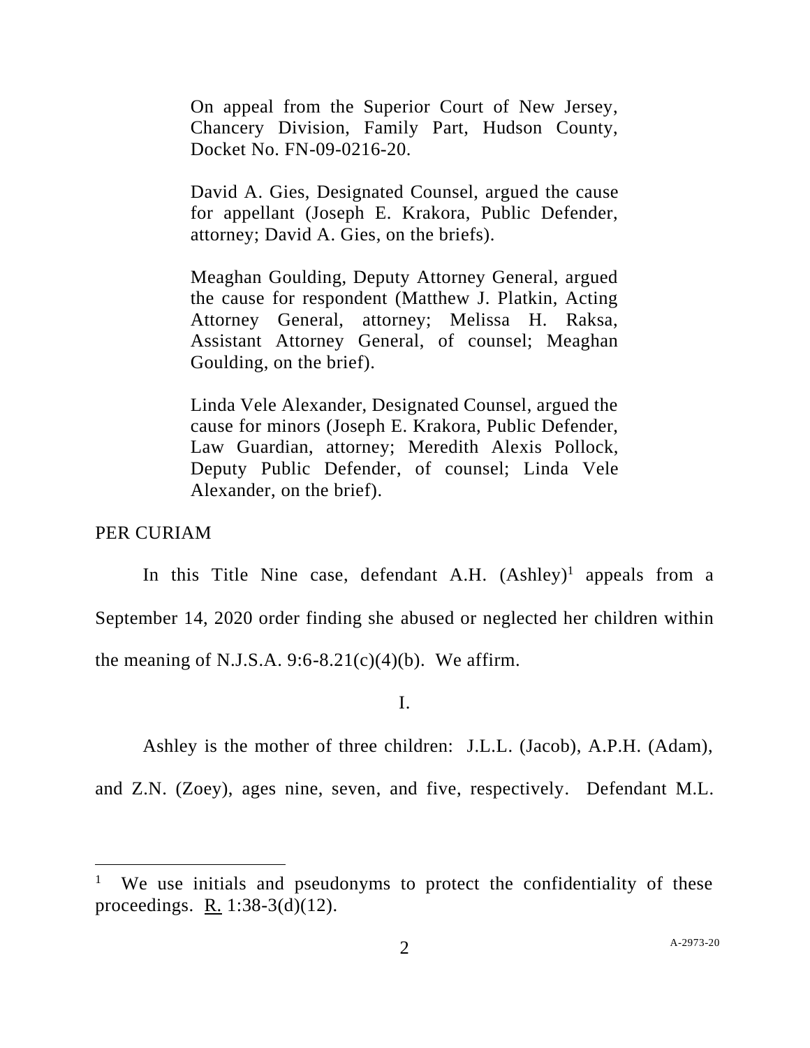On appeal from the Superior Court of New Jersey, Chancery Division, Family Part, Hudson County, Docket No. FN-09-0216-20.

David A. Gies, Designated Counsel, argued the cause for appellant (Joseph E. Krakora, Public Defender, attorney; David A. Gies, on the briefs).

Meaghan Goulding, Deputy Attorney General, argued the cause for respondent (Matthew J. Platkin, Acting Attorney General, attorney; Melissa H. Raksa, Assistant Attorney General, of counsel; Meaghan Goulding, on the brief).

Linda Vele Alexander, Designated Counsel, argued the cause for minors (Joseph E. Krakora, Public Defender, Law Guardian, attorney; Meredith Alexis Pollock, Deputy Public Defender, of counsel; Linda Vele Alexander, on the brief).

PER CURIAM

In this Title Nine case, defendant A.H. (Ashley)[1] appeals from a September 14, 2020 order finding she abused or neglected her children within the meaning of N.J.S.A. 9:6-8.21(c)(4)(b). We affirm.

I.

Ashley is the mother of three children: J.L.L. (Jacob), A.P.H. (Adam), and Z.N. (Zoey), ages nine, seven, and five, respectively. Defendant M.L.

[1] We use initials and pseudonyms to protect the confidentiality of these proceedings. R. 1:38-3(d)(12).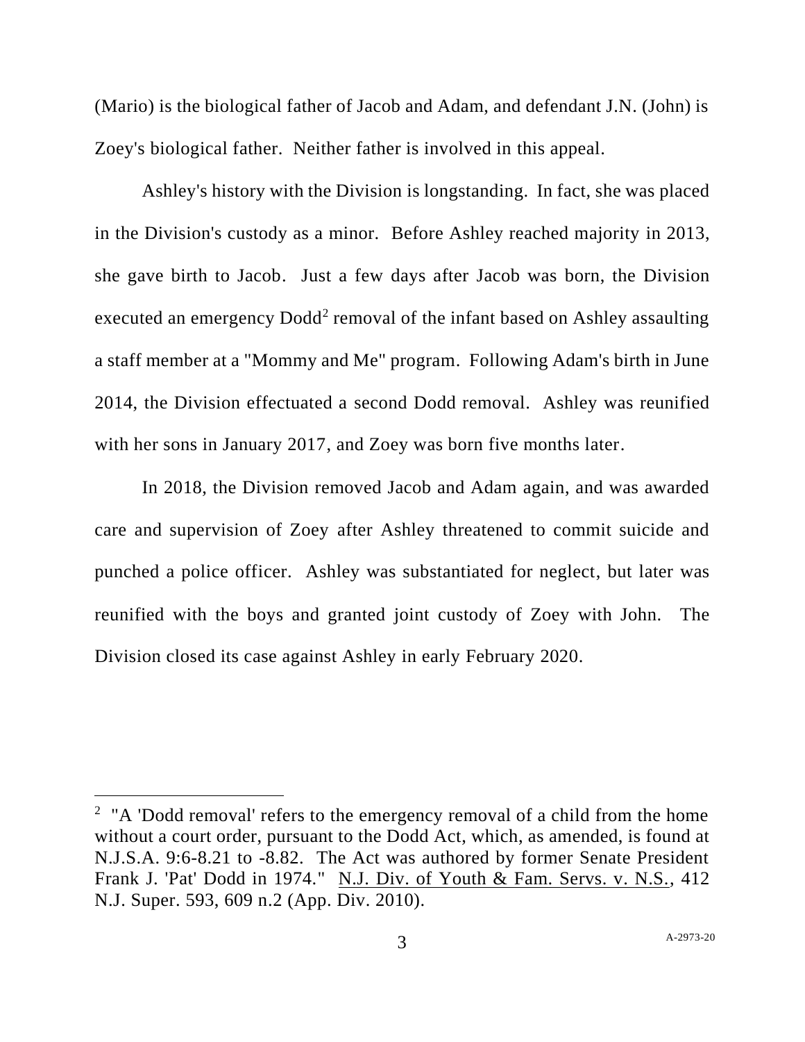(Mario) is the biological father of Jacob and Adam, and defendant J.N. (John) is Zoey's biological father. Neither father is involved in this appeal.

Ashley's history with the Division is longstanding. In fact, she was placed in the Division's custody as a minor. Before Ashley reached majority in 2013, she gave birth to Jacob. Just a few days after Jacob was born, the Division executed an emergency Dodd[2] removal of the infant based on Ashley assaulting a staff member at a "Mommy and Me" program. Following Adam's birth in June 2014, the Division effectuated a second Dodd removal. Ashley was reunified with her sons in January 2017, and Zoey was born five months later.

In 2018, the Division removed Jacob and Adam again, and was awarded care and supervision of Zoey after Ashley threatened to commit suicide and punched a police officer. Ashley was substantiated for neglect, but later was reunified with the boys and granted joint custody of Zoey with John. The Division closed its case against Ashley in early February 2020.

---

[2] "A 'Dodd removal' refers to the emergency removal of a child from the home without a court order, pursuant to the Dodd Act, which, as amended, is found at N.J.S.A. 9:6-8.21 to -8.82. The Act was authored by former Senate President Frank J. 'Pat' Dodd in 1974." N.J. Div. of Youth & Fam. Servs. v. N.S., 412 N.J. Super. 593, 609 n.2 (App. Div. 2010).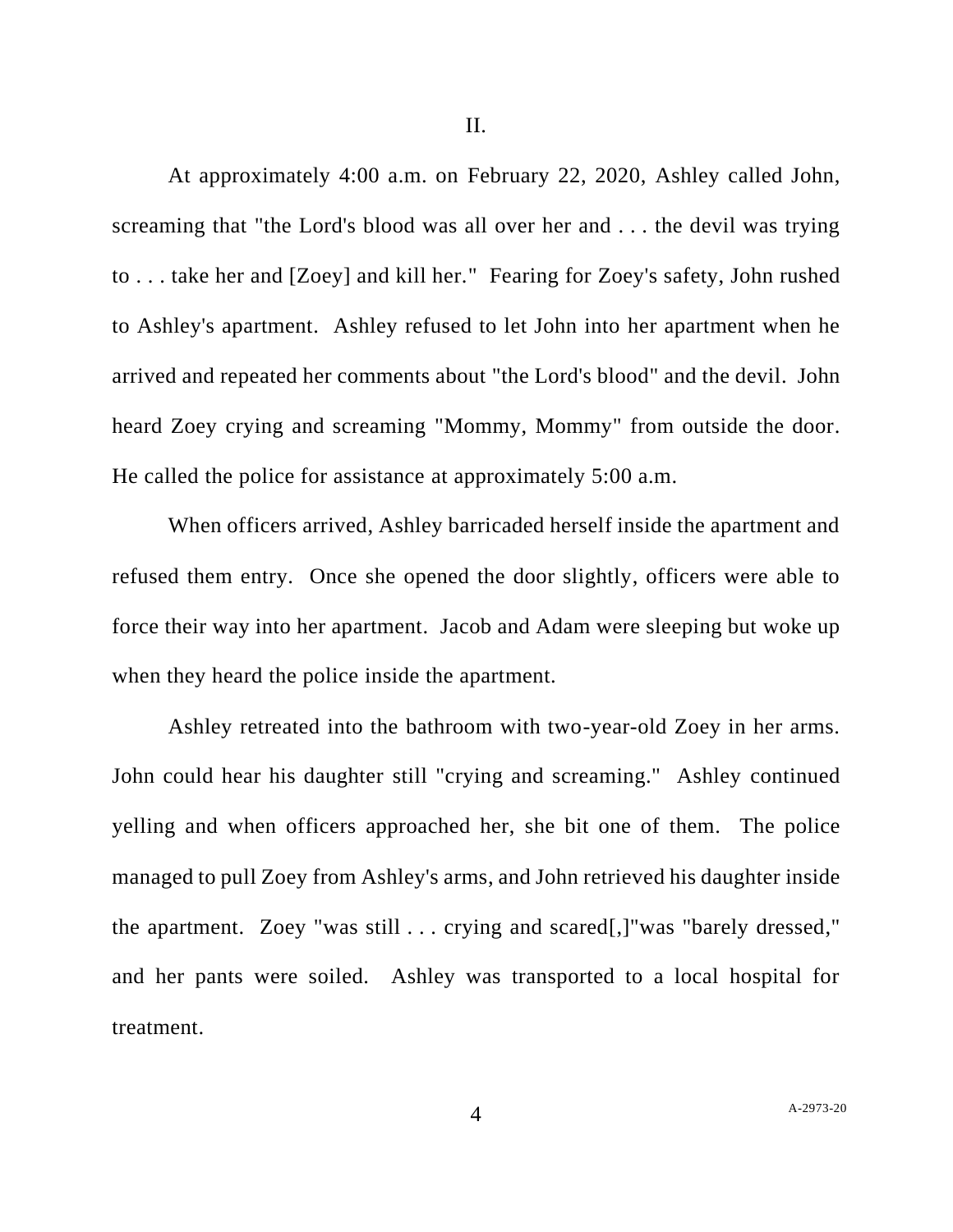## II.

At approximately 4:00 a.m. on February 22, 2020, Ashley called John, screaming that "the Lord's blood was all over her and . . . the devil was trying to . . . take her and [Zoey] and kill her." Fearing for Zoey's safety, John rushed to Ashley's apartment. Ashley refused to let John into her apartment when he arrived and repeated her comments about "the Lord's blood" and the devil. John heard Zoey crying and screaming "Mommy, Mommy" from outside the door. He called the police for assistance at approximately 5:00 a.m.

When officers arrived, Ashley barricaded herself inside the apartment and refused them entry. Once she opened the door slightly, officers were able to force their way into her apartment. Jacob and Adam were sleeping but woke up when they heard the police inside the apartment.

Ashley retreated into the bathroom with two-year-old Zoey in her arms. John could hear his daughter still "crying and screaming." Ashley continued yelling and when officers approached her, she bit one of them. The police managed to pull Zoey from Ashley's arms, and John retrieved his daughter inside the apartment. Zoey "was still . . . crying and scared[,]"was "barely dressed," and her pants were soiled. Ashley was transported to a local hospital for treatment.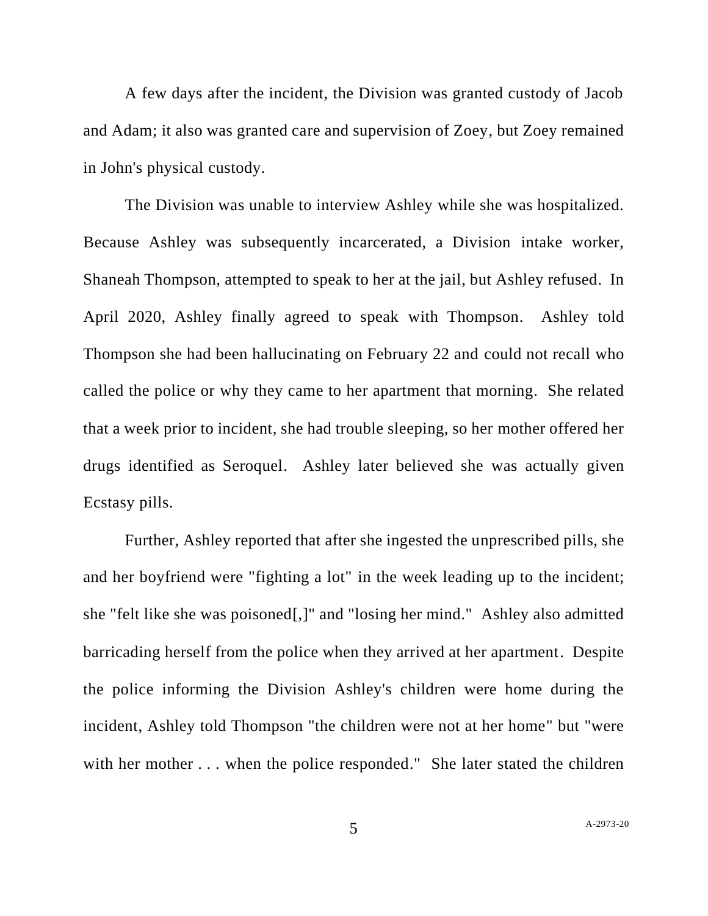A few days after the incident, the Division was granted custody of Jacob and Adam; it also was granted care and supervision of Zoey, but Zoey remained in John's physical custody.

The Division was unable to interview Ashley while she was hospitalized. Because Ashley was subsequently incarcerated, a Division intake worker, Shaneah Thompson, attempted to speak to her at the jail, but Ashley refused. In April 2020, Ashley finally agreed to speak with Thompson. Ashley told Thompson she had been hallucinating on February 22 and could not recall who called the police or why they came to her apartment that morning. She related that a week prior to incident, she had trouble sleeping, so her mother offered her drugs identified as Seroquel. Ashley later believed she was actually given Ecstasy pills.

Further, Ashley reported that after she ingested the unprescribed pills, she and her boyfriend were "fighting a lot" in the week leading up to the incident; she "felt like she was poisoned[,]" and "losing her mind." Ashley also admitted barricading herself from the police when they arrived at her apartment. Despite the police informing the Division Ashley's children were home during the incident, Ashley told Thompson "the children were not at her home" but "were with her mother . . . when the police responded." She later stated the children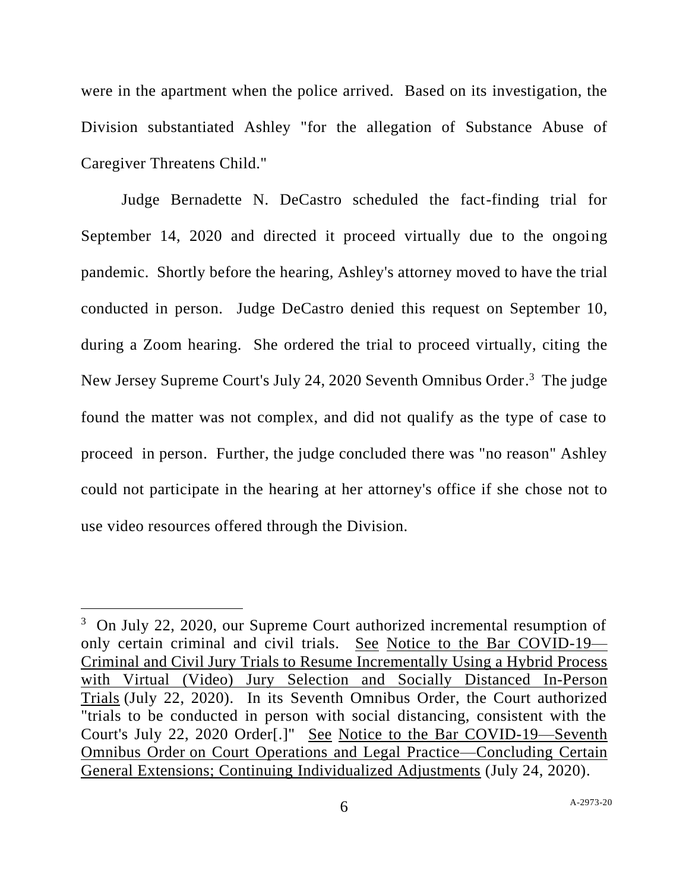were in the apartment when the police arrived. Based on its investigation, the Division substantiated Ashley "for the allegation of Substance Abuse of Caregiver Threatens Child."

Judge Bernadette N. DeCastro scheduled the fact-finding trial for September 14, 2020 and directed it proceed virtually due to the ongoing pandemic. Shortly before the hearing, Ashley's attorney moved to have the trial conducted in person. Judge DeCastro denied this request on September 10, during a Zoom hearing. She ordered the trial to proceed virtually, citing the New Jersey Supreme Court's July 24, 2020 Seventh Omnibus Order.[3] The judge found the matter was not complex, and did not qualify as the type of case to proceed in person. Further, the judge concluded there was "no reason" Ashley could not participate in the hearing at her attorney's office if she chose not to use video resources offered through the Division.

---

[3] On July 22, 2020, our Supreme Court authorized incremental resumption of only certain criminal and civil trials. See Notice to the Bar COVID-19—Criminal and Civil Jury Trials to Resume Incrementally Using a Hybrid Process with Virtual (Video) Jury Selection and Socially Distanced In-Person Trials (July 22, 2020). In its Seventh Omnibus Order, the Court authorized "trials to be conducted in person with social distancing, consistent with the Court's July 22, 2020 Order[.]" See Notice to the Bar COVID-19—Seventh Omnibus Order on Court Operations and Legal Practice—Concluding Certain General Extensions; Continuing Individualized Adjustments (July 24, 2020).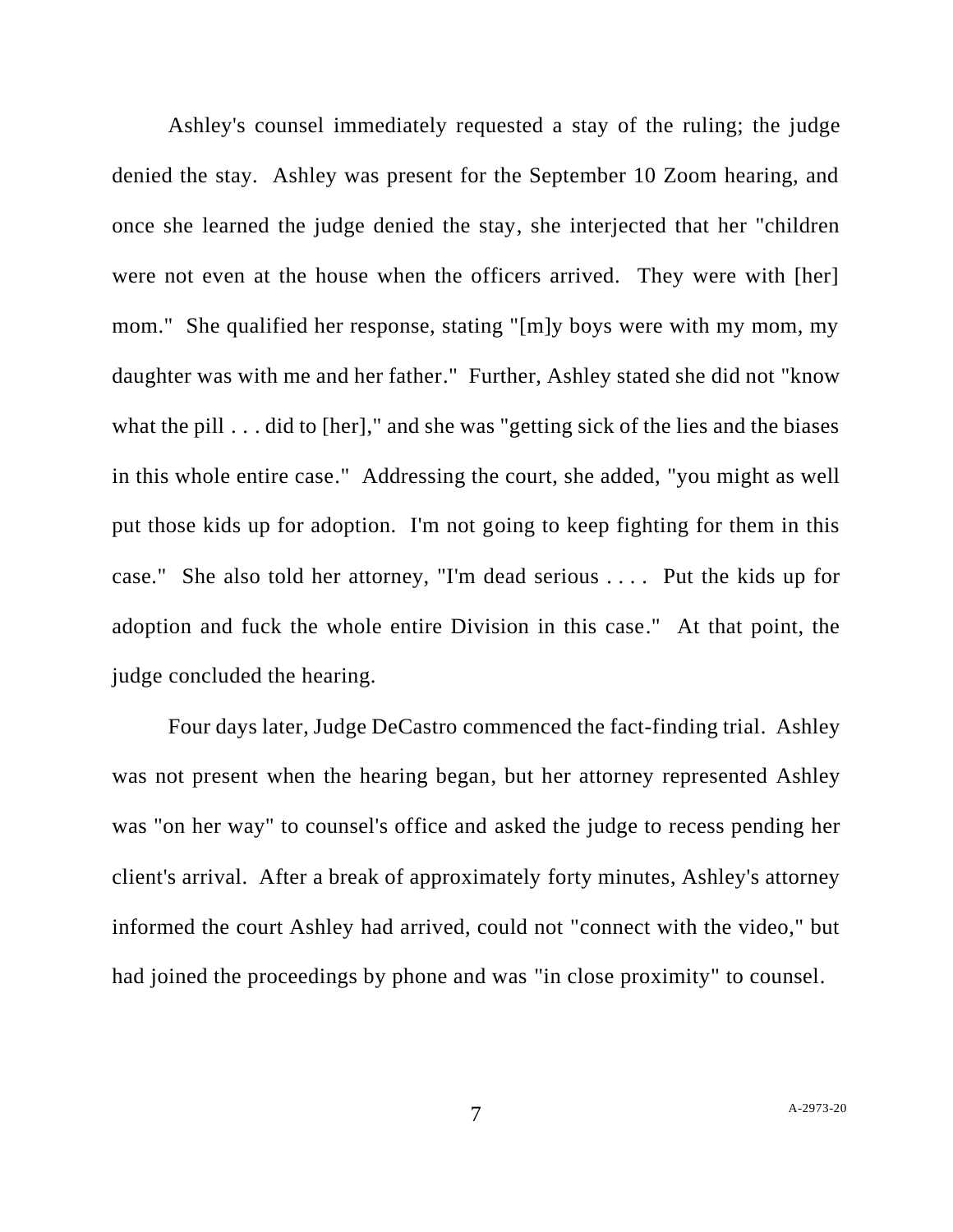Ashley's counsel immediately requested a stay of the ruling; the judge denied the stay. Ashley was present for the September 10 Zoom hearing, and once she learned the judge denied the stay, she interjected that her "children were not even at the house when the officers arrived. They were with [her] mom." She qualified her response, stating "[m]y boys were with my mom, my daughter was with me and her father." Further, Ashley stated she did not "know what the pill . . . did to [her]," and she was "getting sick of the lies and the biases in this whole entire case." Addressing the court, she added, "you might as well put those kids up for adoption. I'm not going to keep fighting for them in this case." She also told her attorney, "I'm dead serious . . . . Put the kids up for adoption and fuck the whole entire Division in this case." At that point, the judge concluded the hearing.

Four days later, Judge DeCastro commenced the fact-finding trial. Ashley was not present when the hearing began, but her attorney represented Ashley was "on her way" to counsel's office and asked the judge to recess pending her client's arrival. After a break of approximately forty minutes, Ashley's attorney informed the court Ashley had arrived, could not "connect with the video," but had joined the proceedings by phone and was "in close proximity" to counsel.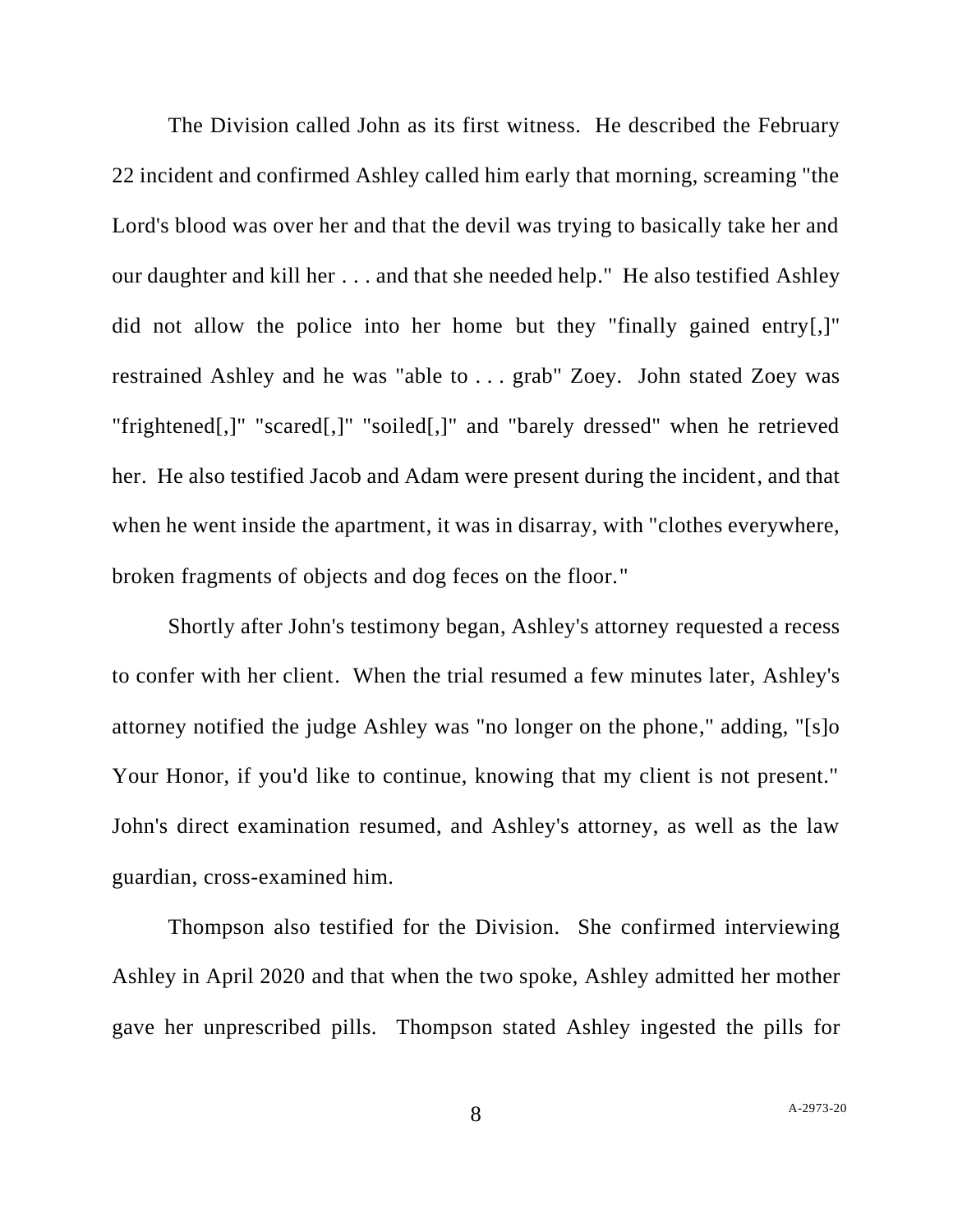The Division called John as its first witness. He described the February 22 incident and confirmed Ashley called him early that morning, screaming "the Lord's blood was over her and that the devil was trying to basically take her and our daughter and kill her . . . and that she needed help." He also testified Ashley did not allow the police into her home but they "finally gained entry[,]" restrained Ashley and he was "able to . . . grab" Zoey. John stated Zoey was "frightened[,]" "scared[,]" "soiled[,]" and "barely dressed" when he retrieved her. He also testified Jacob and Adam were present during the incident, and that when he went inside the apartment, it was in disarray, with "clothes everywhere, broken fragments of objects and dog feces on the floor."

Shortly after John's testimony began, Ashley's attorney requested a recess to confer with her client. When the trial resumed a few minutes later, Ashley's attorney notified the judge Ashley was "no longer on the phone," adding, "[s]o Your Honor, if you'd like to continue, knowing that my client is not present." John's direct examination resumed, and Ashley's attorney, as well as the law guardian, cross-examined him.

Thompson also testified for the Division. She confirmed interviewing Ashley in April 2020 and that when the two spoke, Ashley admitted her mother gave her unprescribed pills. Thompson stated Ashley ingested the pills for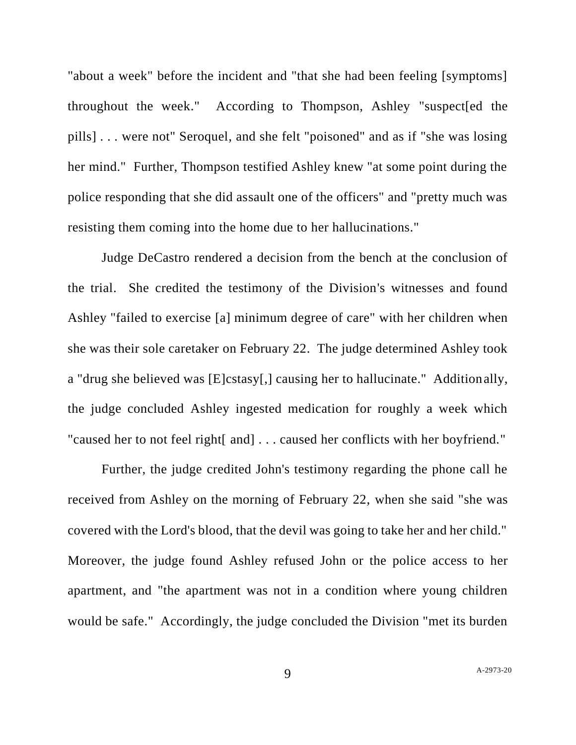"about a week" before the incident and "that she had been feeling [symptoms] throughout the week." According to Thompson, Ashley "suspect[ed the pills] . . . were not" Seroquel, and she felt "poisoned" and as if "she was losing her mind." Further, Thompson testified Ashley knew "at some point during the police responding that she did assault one of the officers" and "pretty much was resisting them coming into the home due to her hallucinations."

Judge DeCastro rendered a decision from the bench at the conclusion of the trial. She credited the testimony of the Division's witnesses and found Ashley "failed to exercise [a] minimum degree of care" with her children when she was their sole caretaker on February 22. The judge determined Ashley took a "drug she believed was [E]cstasy[,] causing her to hallucinate." Additionally, the judge concluded Ashley ingested medication for roughly a week which "caused her to not feel right[ and] . . . caused her conflicts with her boyfriend."

Further, the judge credited John's testimony regarding the phone call he received from Ashley on the morning of February 22, when she said "she was covered with the Lord's blood, that the devil was going to take her and her child." Moreover, the judge found Ashley refused John or the police access to her apartment, and "the apartment was not in a condition where young children would be safe." Accordingly, the judge concluded the Division "met its burden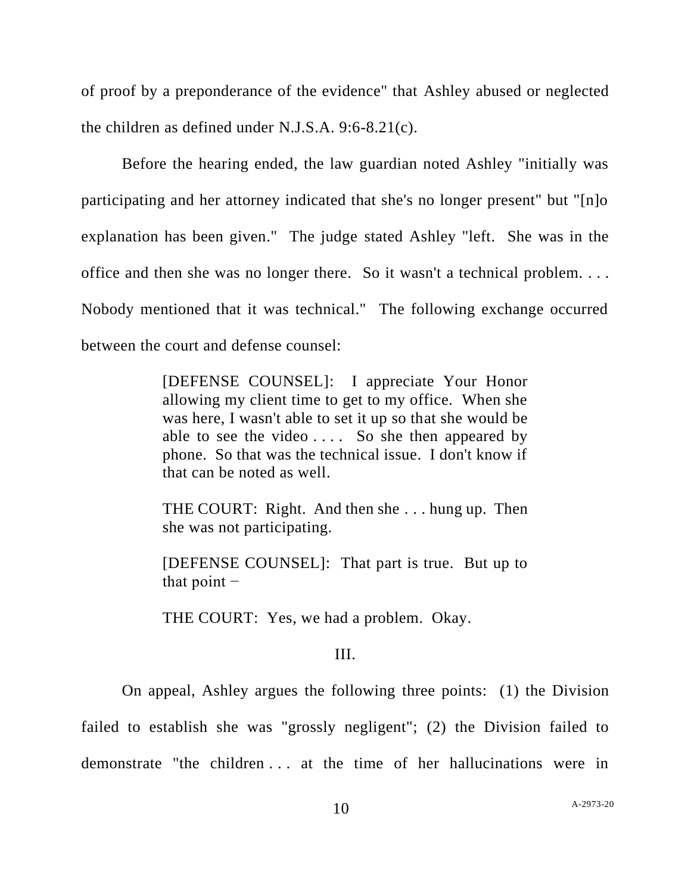of proof by a preponderance of the evidence" that Ashley abused or neglected the children as defined under N.J.S.A. 9:6-8.21(c).

Before the hearing ended, the law guardian noted Ashley "initially was participating and her attorney indicated that she's no longer present" but "[n]o explanation has been given." The judge stated Ashley "left. She was in the office and then she was no longer there. So it wasn't a technical problem. . . . Nobody mentioned that it was technical." The following exchange occurred between the court and defense counsel:

> [DEFENSE COUNSEL]: I appreciate Your Honor allowing my client time to get to my office. When she was here, I wasn't able to set it up so that she would be able to see the video . . . . So she then appeared by phone. So that was the technical issue. I don't know if that can be noted as well.
>
> THE COURT: Right. And then she . . . hung up. Then she was not participating.
>
> [DEFENSE COUNSEL]: That part is true. But up to that point −
>
> THE COURT: Yes, we had a problem. Okay.

III.

On appeal, Ashley argues the following three points: (1) the Division failed to establish she was "grossly negligent"; (2) the Division failed to demonstrate "the children . . . at the time of her hallucinations were in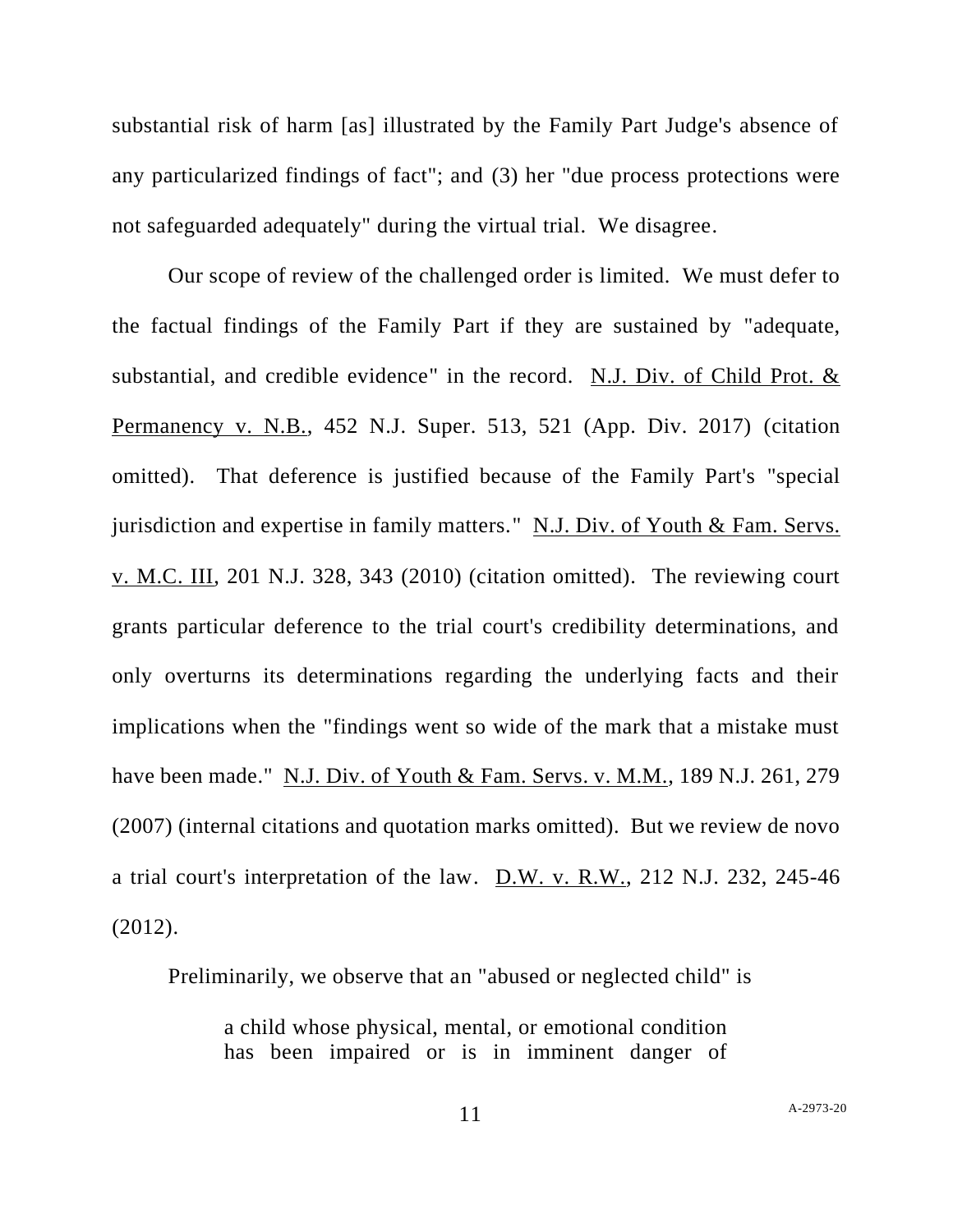substantial risk of harm [as] illustrated by the Family Part Judge's absence of any particularized findings of fact"; and (3) her "due process protections were not safeguarded adequately" during the virtual trial. We disagree.

Our scope of review of the challenged order is limited. We must defer to the factual findings of the Family Part if they are sustained by "adequate, substantial, and credible evidence" in the record. N.J. Div. of Child Prot. & Permanency v. N.B., 452 N.J. Super. 513, 521 (App. Div. 2017) (citation omitted). That deference is justified because of the Family Part's "special jurisdiction and expertise in family matters." N.J. Div. of Youth & Fam. Servs. v. M.C. III, 201 N.J. 328, 343 (2010) (citation omitted). The reviewing court grants particular deference to the trial court's credibility determinations, and only overturns its determinations regarding the underlying facts and their implications when the "findings went so wide of the mark that a mistake must have been made." N.J. Div. of Youth & Fam. Servs. v. M.M., 189 N.J. 261, 279 (2007) (internal citations and quotation marks omitted). But we review de novo a trial court's interpretation of the law. D.W. v. R.W., 212 N.J. 232, 245-46 (2012).

Preliminarily, we observe that an "abused or neglected child" is

> a child whose physical, mental, or emotional condition has been impaired or is in imminent danger of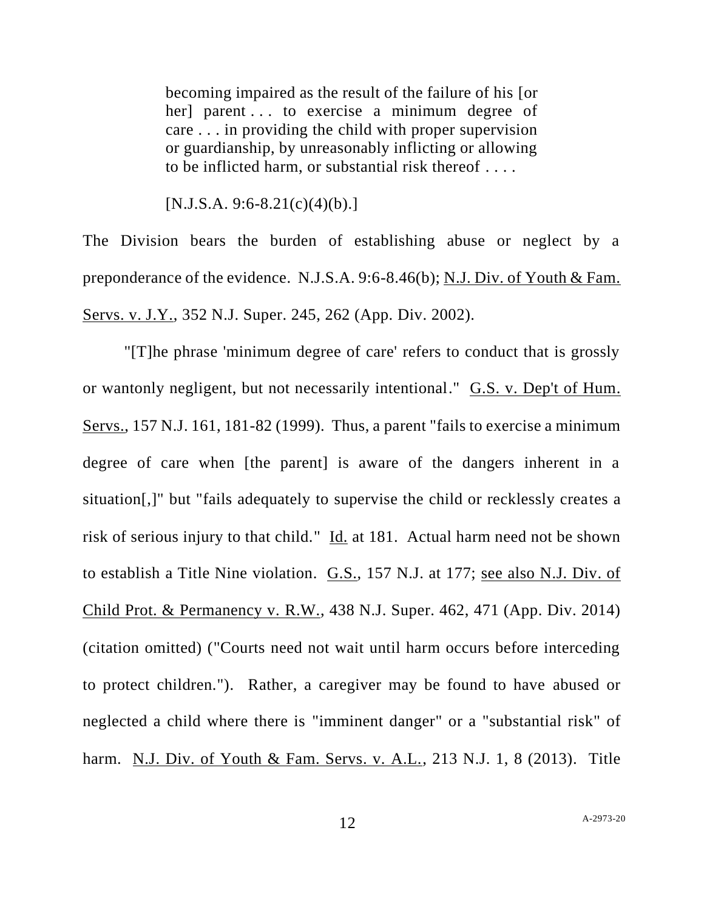> becoming impaired as the result of the failure of his [or her] parent . . . to exercise a minimum degree of care . . . in providing the child with proper supervision or guardianship, by unreasonably inflicting or allowing to be inflicted harm, or substantial risk thereof . . . .
>
> [N.J.S.A. 9:6-8.21(c)(4)(b).]

The Division bears the burden of establishing abuse or neglect by a preponderance of the evidence. N.J.S.A. 9:6-8.46(b); N.J. Div. of Youth & Fam. Servs. v. J.Y., 352 N.J. Super. 245, 262 (App. Div. 2002).

"[T]he phrase 'minimum degree of care' refers to conduct that is grossly or wantonly negligent, but not necessarily intentional." G.S. v. Dep't of Hum. Servs., 157 N.J. 161, 181-82 (1999). Thus, a parent "fails to exercise a minimum degree of care when [the parent] is aware of the dangers inherent in a situation[,]" but "fails adequately to supervise the child or recklessly creates a risk of serious injury to that child." Id. at 181. Actual harm need not be shown to establish a Title Nine violation. G.S., 157 N.J. at 177; see also N.J. Div. of Child Prot. & Permanency v. R.W., 438 N.J. Super. 462, 471 (App. Div. 2014) (citation omitted) ("Courts need not wait until harm occurs before interceding to protect children."). Rather, a caregiver may be found to have abused or neglected a child where there is "imminent danger" or a "substantial risk" of harm. N.J. Div. of Youth & Fam. Servs. v. A.L., 213 N.J. 1, 8 (2013). Title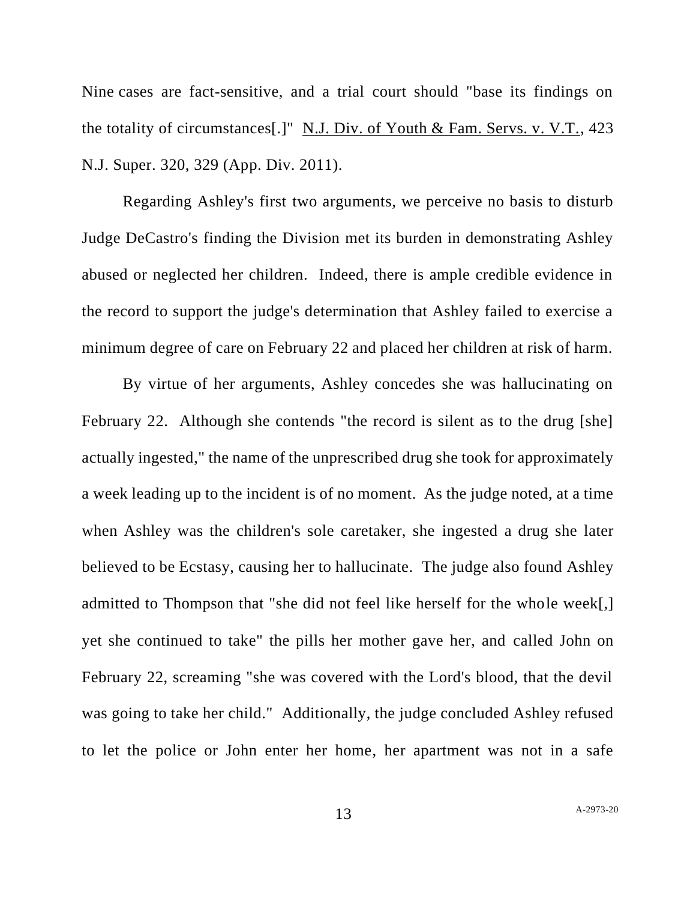Nine cases are fact-sensitive, and a trial court should "base its findings on the totality of circumstances[.]" N.J. Div. of Youth & Fam. Servs. v. V.T., 423 N.J. Super. 320, 329 (App. Div. 2011).

Regarding Ashley's first two arguments, we perceive no basis to disturb Judge DeCastro's finding the Division met its burden in demonstrating Ashley abused or neglected her children. Indeed, there is ample credible evidence in the record to support the judge's determination that Ashley failed to exercise a minimum degree of care on February 22 and placed her children at risk of harm.

By virtue of her arguments, Ashley concedes she was hallucinating on February 22. Although she contends "the record is silent as to the drug [she] actually ingested," the name of the unprescribed drug she took for approximately a week leading up to the incident is of no moment. As the judge noted, at a time when Ashley was the children's sole caretaker, she ingested a drug she later believed to be Ecstasy, causing her to hallucinate. The judge also found Ashley admitted to Thompson that "she did not feel like herself for the whole week[,] yet she continued to take" the pills her mother gave her, and called John on February 22, screaming "she was covered with the Lord's blood, that the devil was going to take her child." Additionally, the judge concluded Ashley refused to let the police or John enter her home, her apartment was not in a safe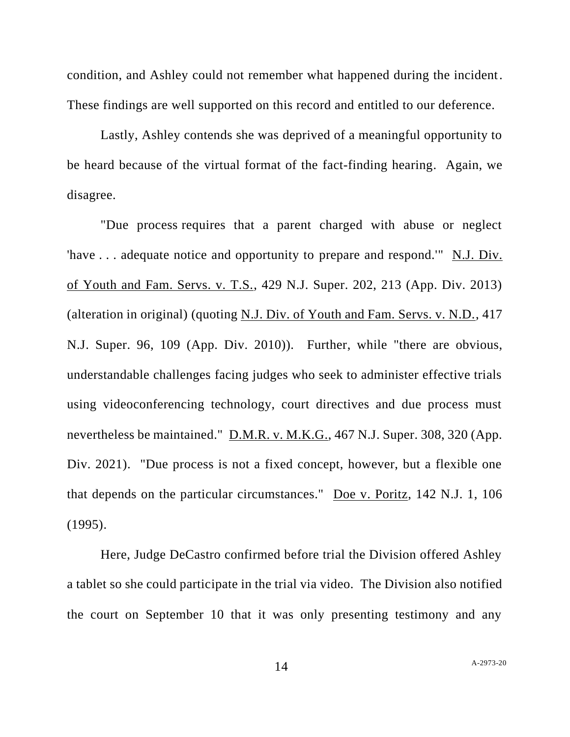condition, and Ashley could not remember what happened during the incident. These findings are well supported on this record and entitled to our deference.

Lastly, Ashley contends she was deprived of a meaningful opportunity to be heard because of the virtual format of the fact-finding hearing. Again, we disagree.

"Due process requires that a parent charged with abuse or neglect 'have . . . adequate notice and opportunity to prepare and respond.'" N.J. Div. of Youth and Fam. Servs. v. T.S., 429 N.J. Super. 202, 213 (App. Div. 2013) (alteration in original) (quoting N.J. Div. of Youth and Fam. Servs. v. N.D., 417 N.J. Super. 96, 109 (App. Div. 2010)). Further, while "there are obvious, understandable challenges facing judges who seek to administer effective trials using videoconferencing technology, court directives and due process must nevertheless be maintained." D.M.R. v. M.K.G., 467 N.J. Super. 308, 320 (App. Div. 2021). "Due process is not a fixed concept, however, but a flexible one that depends on the particular circumstances." Doe v. Poritz, 142 N.J. 1, 106 (1995).

Here, Judge DeCastro confirmed before trial the Division offered Ashley a tablet so she could participate in the trial via video. The Division also notified the court on September 10 that it was only presenting testimony and any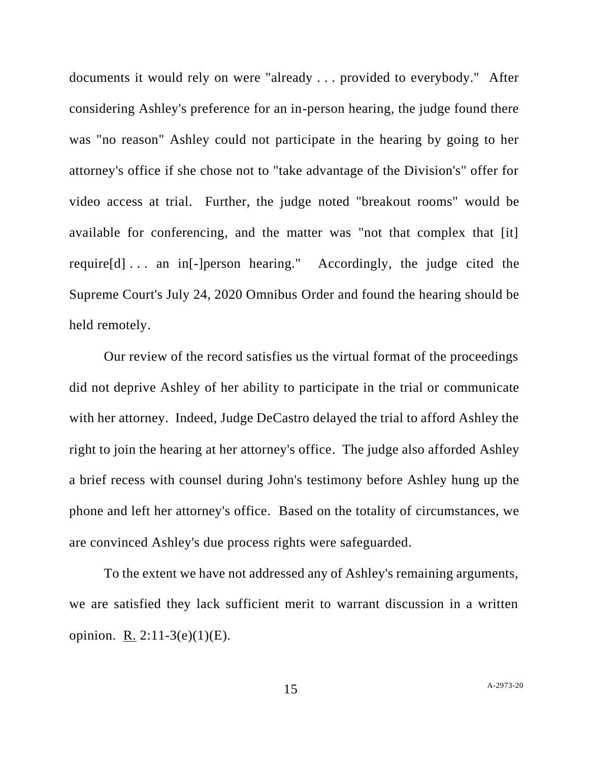documents it would rely on were "already . . . provided to everybody." After considering Ashley's preference for an in-person hearing, the judge found there was "no reason" Ashley could not participate in the hearing by going to her attorney's office if she chose not to "take advantage of the Division's" offer for video access at trial. Further, the judge noted "breakout rooms" would be available for conferencing, and the matter was "not that complex that [it] require[d] . . . an in[-]person hearing." Accordingly, the judge cited the Supreme Court's July 24, 2020 Omnibus Order and found the hearing should be held remotely.

Our review of the record satisfies us the virtual format of the proceedings did not deprive Ashley of her ability to participate in the trial or communicate with her attorney. Indeed, Judge DeCastro delayed the trial to afford Ashley the right to join the hearing at her attorney's office. The judge also afforded Ashley a brief recess with counsel during John's testimony before Ashley hung up the phone and left her attorney's office. Based on the totality of circumstances, we are convinced Ashley's due process rights were safeguarded.

To the extent we have not addressed any of Ashley's remaining arguments, we are satisfied they lack sufficient merit to warrant discussion in a written opinion. R. 2:11-3(e)(1)(E).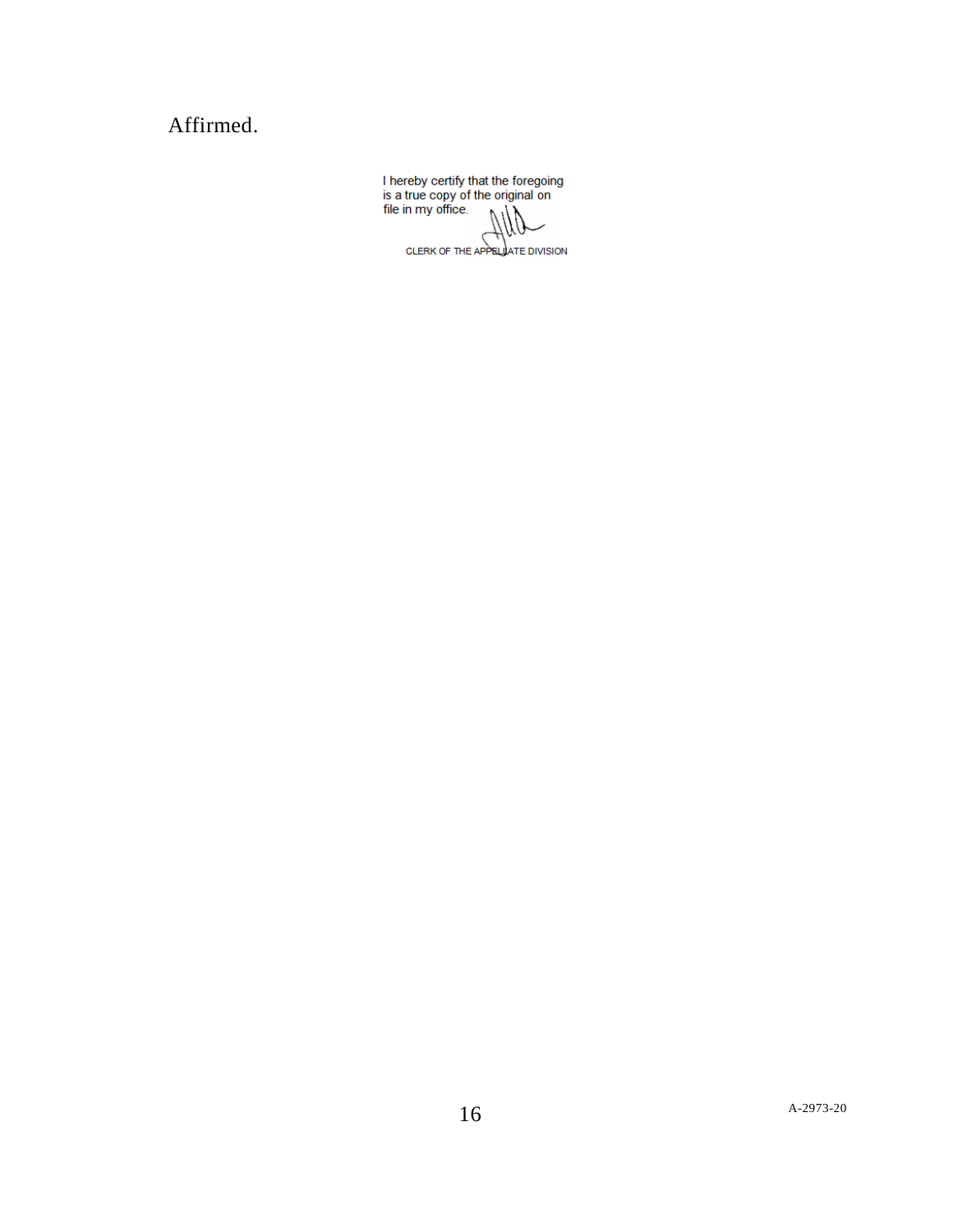Affirmed.

I hereby certify that the foregoing is a true copy of the original on file in my office.

CLERK OF THE APPELLATE DIVISION